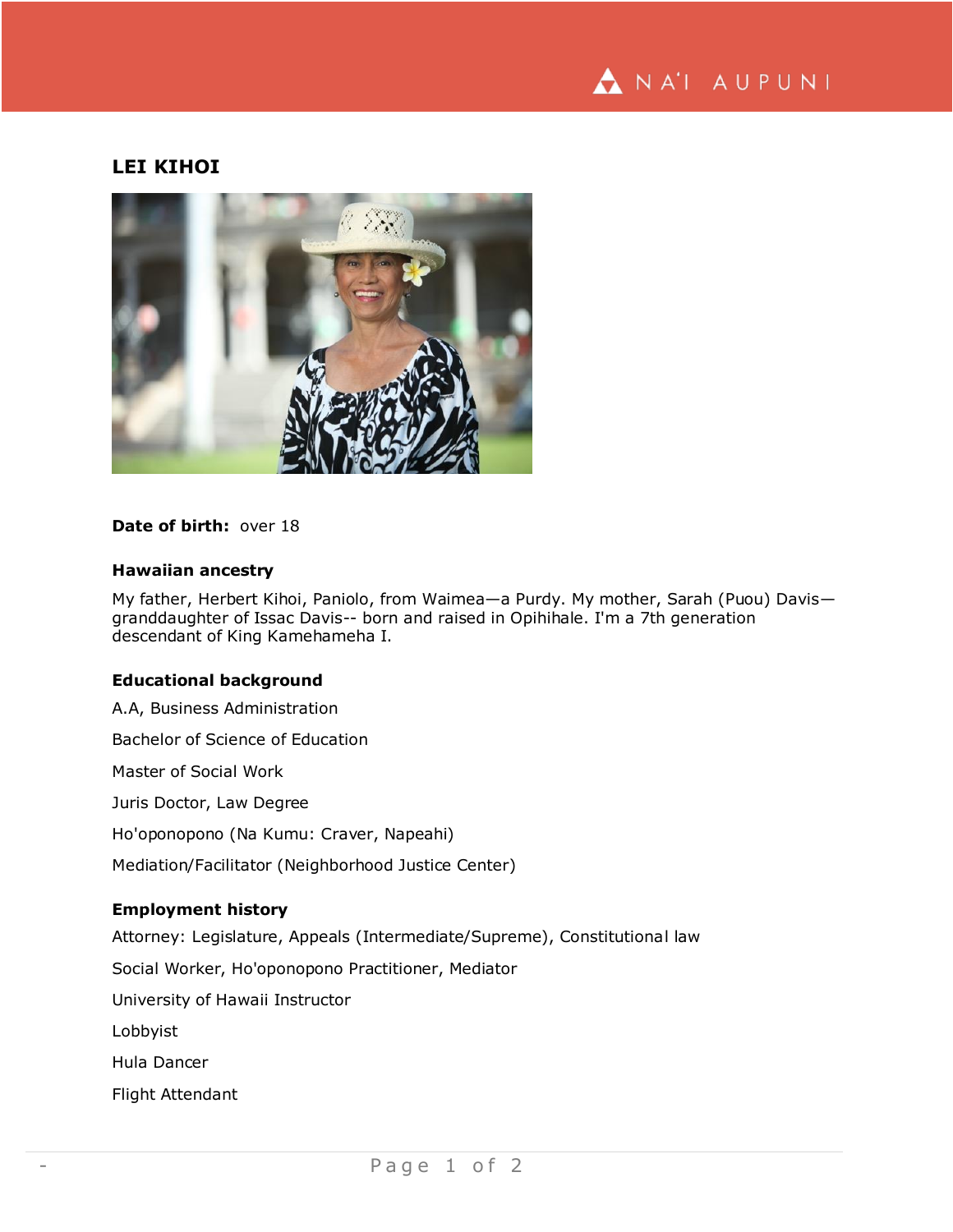# LEI KIHOI

**Date of birth:** over 18

### Hawaiian ancestry

My father, Herbert Kihoi, Paniolo, from Waimea—a Purdy. My mother, Sarah (Puou) Davis—granddaughter of Issac Davis-- born and raised in Opihihale. I'm a 7th generation descendant of King Kamehameha I.

### Educational background

A.A, Business Administration

Bachelor of Science of Education

Master of Social Work

Juris Doctor, Law Degree

Ho'oponopono (Na Kumu: Craver, Napeahi)

Mediation/Facilitator (Neighborhood Justice Center)

### Employment history

Attorney: Legislature, Appeals (Intermediate/Supreme), Constitutional law

Social Worker, Ho'oponopono Practitioner, Mediator

University of Hawaii Instructor

Lobbyist

Hula Dancer

Flight Attendant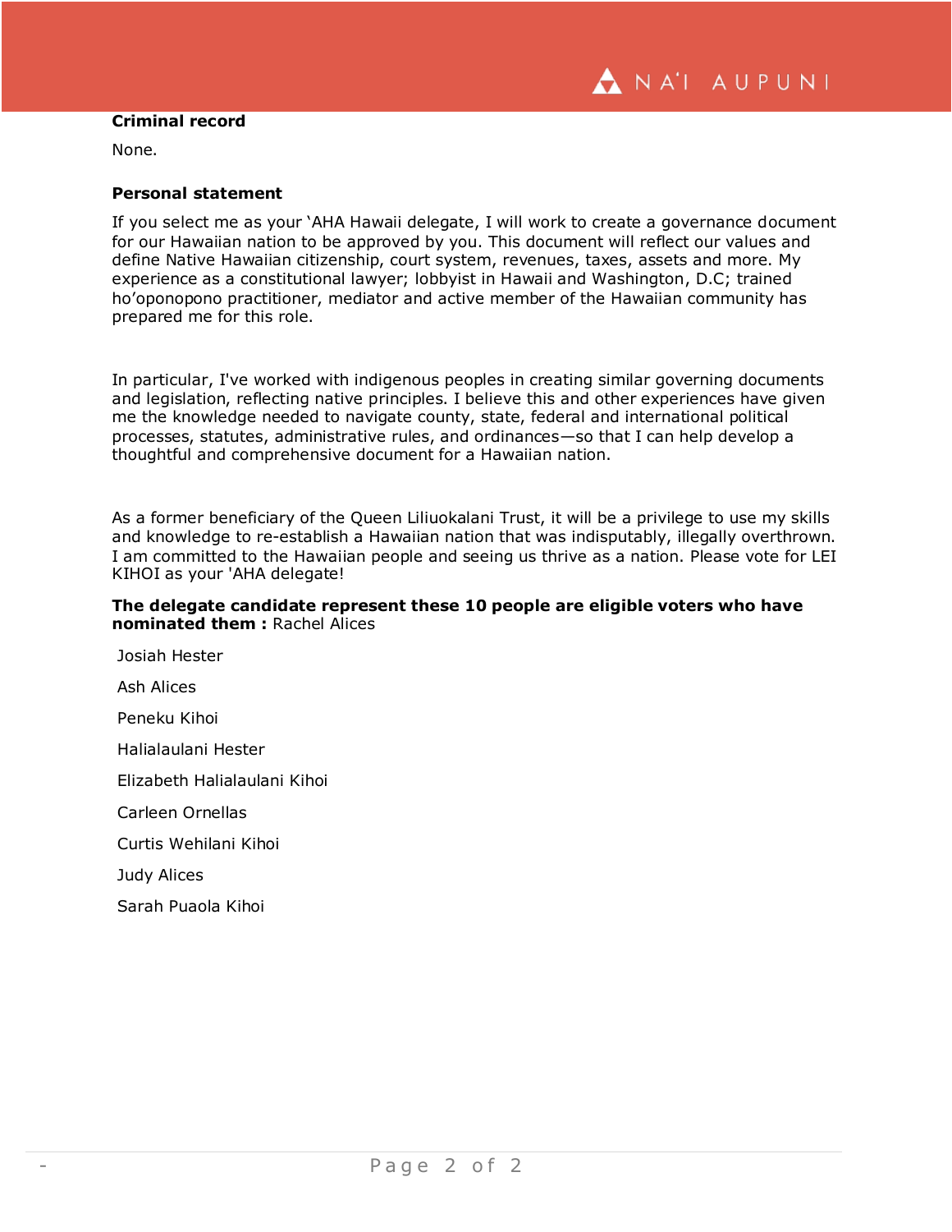**Criminal record**

None.

**Personal statement**

If you select me as your ʻAHA Hawaii delegate, I will work to create a governance document for our Hawaiian nation to be approved by you. This document will reflect our values and define Native Hawaiian citizenship, court system, revenues, taxes, assets and more. My experience as a constitutional lawyer; lobbyist in Hawaii and Washington, D.C; trained ho'oponopono practitioner, mediator and active member of the Hawaiian community has prepared me for this role.

In particular, I've worked with indigenous peoples in creating similar governing documents and legislation, reflecting native principles. I believe this and other experiences have given me the knowledge needed to navigate county, state, federal and international political processes, statutes, administrative rules, and ordinances—so that I can help develop a thoughtful and comprehensive document for a Hawaiian nation.

As a former beneficiary of the Queen Liliuokalani Trust, it will be a privilege to use my skills and knowledge to re-establish a Hawaiian nation that was indisputably, illegally overthrown. I am committed to the Hawaiian people and seeing us thrive as a nation. Please vote for LEI KIHOI as your 'AHA delegate!

**The delegate candidate represent these 10 people are eligible voters who have nominated them :** Rachel Alices

Josiah Hester

Ash Alices

Peneku Kihoi

Halialaulani Hester

Elizabeth Halialaulani Kihoi

Carleen Ornellas

Curtis Wehilani Kihoi

Judy Alices

Sarah Puaola Kihoi